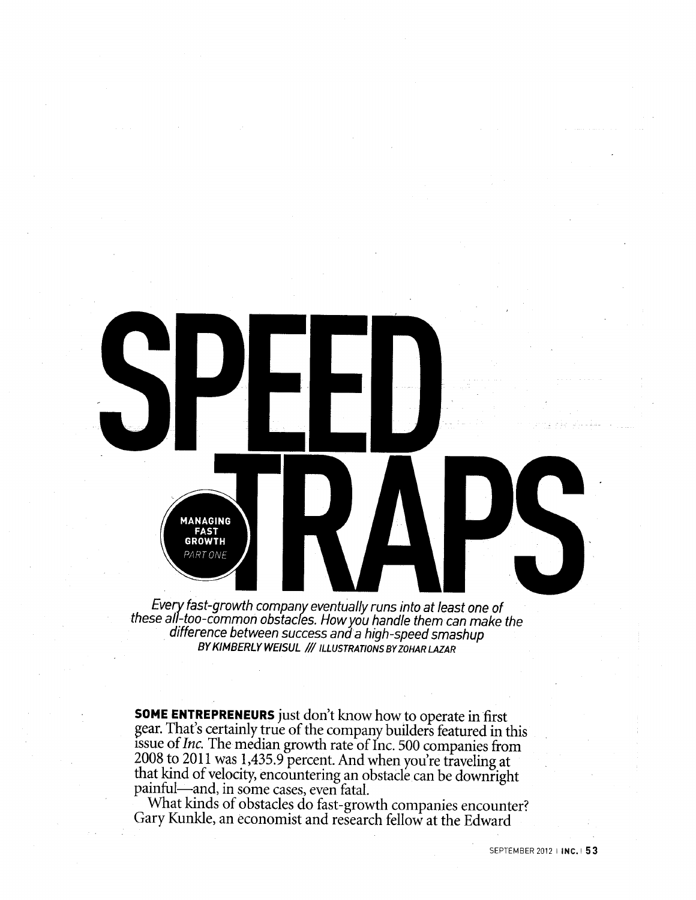# SPEED TRAPS

MANAGING FAST GROWTH PART ONE

*Every fast-growth company eventually runs into at least one of these all-too-common obstacles. How you handle them can make the difference between success and a high-speed smashup*

BY KIMBERLY WEISUL /// ILLUSTRATIONS BY ZOHAR LAZAR

**SOME ENTREPRENEURS** just don't know how to operate in first gear. That's certainly true of the company builders featured in this issue of *Inc.* The median growth rate of Inc. 500 companies from 2008 to 2011 was 1,435.9 percent. And when you're traveling at that kind of velocity, encountering an obstacle can be downright painful—and, in some cases, even fatal.

What kinds of obstacles do fast-growth companies encounter? Gary Kunkle, an economist and research fellow at the Edward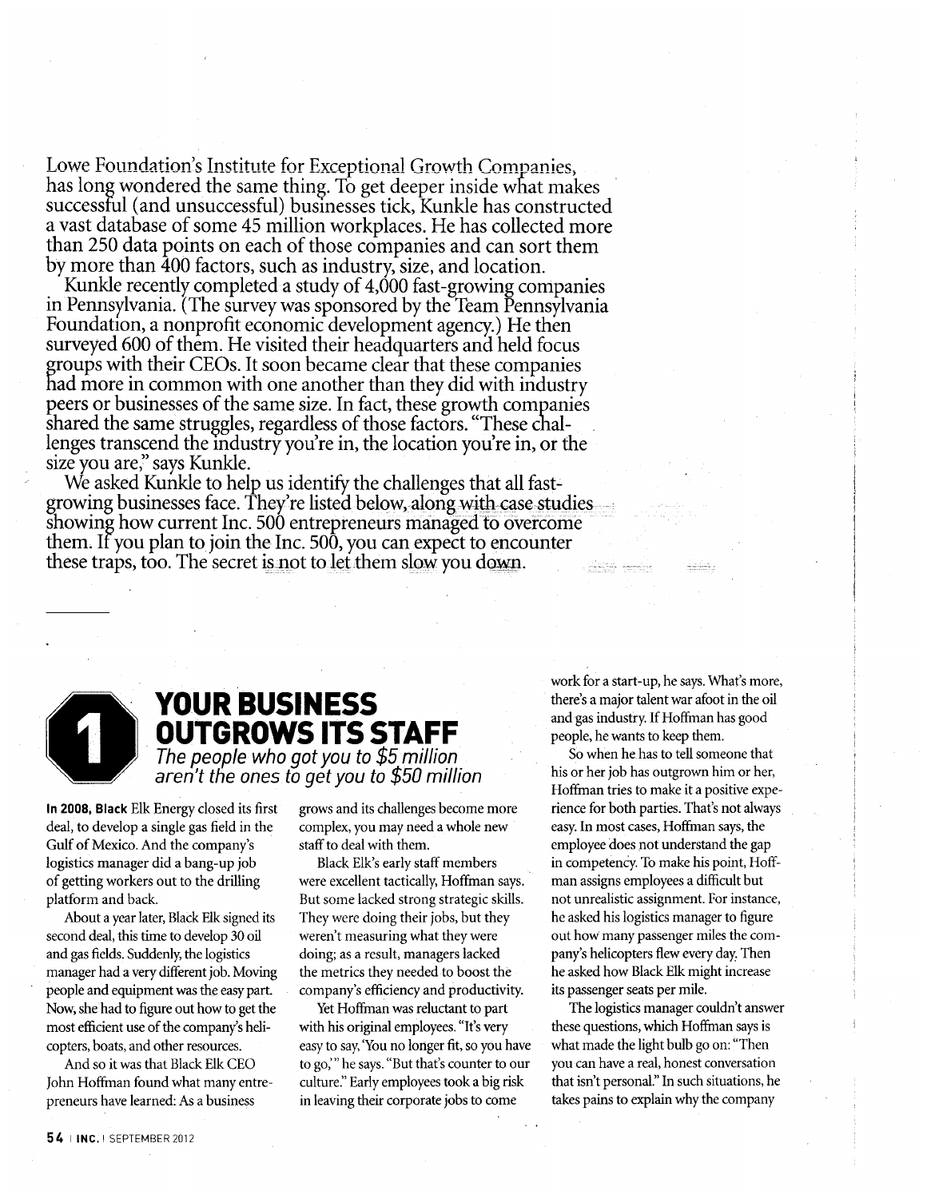Lowe Foundation's Institute for Exceptional Growth Companies, has long wondered the same thing. To get deeper inside what makes successful (and unsuccessful) businesses tick, Kunkle has constructed a vast database of some 45 million workplaces. He has collected more than 250 data points on each of those companies and can sort them by more than 400 factors, such as industry, size, and location.

Kunkle recently completed a study of 4,000 fast-growing companies in Pennsylvania. (The survey was sponsored by the Team Pennsylvania Foundation, a nonprofit economic development agency.) He then surveyed 600 of them. He visited their headquarters and held focus groups with their CEOs. It soon became clear that these companies had more in common with one another than they did with industry peers or businesses of the same size. In fact, these growth companies shared the same struggles, regardless of those factors. "These challenges transcend the industry you're in, the location you're in, or the size you are," says Kunkle.

We asked Kunkle to help us identify the challenges that all fast-growing businesses face. They're listed below, along with case studies showing how current Inc. 500 entrepreneurs managed to overcome them. If you plan to join the Inc. 500, you can expect to encounter these traps, too. The secret is not to let them slow you down.

## 1 YOUR BUSINESS OUTGROWS ITS STAFF

*The people who got you to $5 million aren't the ones to get you to $50 million*

**In 2008,** Black Elk Energy closed its first deal, to develop a single gas field in the Gulf of Mexico. And the company's logistics manager did a bang-up job of getting workers out to the drilling platform and back.

About a year later, Black Elk signed its second deal, this time to develop 30 oil and gas fields. Suddenly, the logistics manager had a very different job. Moving people and equipment was the easy part. Now, she had to figure out how to get the most efficient use of the company's helicopters, boats, and other resources.

And so it was that Black Elk CEO John Hoffman found what many entrepreneurs have learned: As a business grows and its challenges become more complex, you may need a whole new staff to deal with them.

Black Elk's early staff members were excellent tactically, Hoffman says. But some lacked strong strategic skills. They were doing their jobs, but they weren't measuring what they were doing; as a result, managers lacked the metrics they needed to boost the company's efficiency and productivity.

Yet Hoffman was reluctant to part with his original employees. "It's very easy to say, 'You no longer fit, so you have to go,'" he says. "But that's counter to our culture." Early employees took a big risk in leaving their corporate jobs to come work for a start-up, he says. What's more, there's a major talent war afoot in the oil and gas industry. If Hoffman has good people, he wants to keep them.

So when he has to tell someone that his or her job has outgrown him or her, Hoffman tries to make it a positive experience for both parties. That's not always easy. In most cases, Hoffman says, the employee does not understand the gap in competency. To make his point, Hoffman assigns employees a difficult but not unrealistic assignment. For instance, he asked his logistics manager to figure out how many passenger miles the company's helicopters flew every day. Then he asked how Black Elk might increase its passenger seats per mile.

The logistics manager couldn't answer these questions, which Hoffman says is what made the light bulb go on: "Then you can have a real, honest conversation that isn't personal." In such situations, he takes pains to explain why the company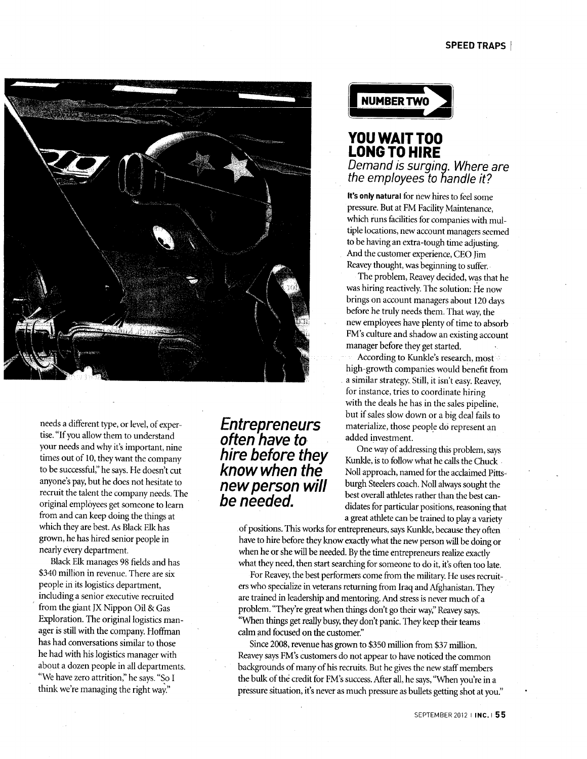needs a different type, or level, of expertise. "If you allow them to understand your needs and why it's important, nine times out of 10, they want the company to be successful," he says. He doesn't cut anyone's pay, but he does not hesitate to recruit the talent the company needs. The original employees get someone to learn from and can keep doing the things at which they are best. As Black Elk has grown, he has hired senior people in nearly every department.

Black Elk manages 98 fields and has $340 million in revenue. There are six people in its logistics department, including a senior executive recruited from the giant JX Nippon Oil & Gas Exploration. The original logistics manager is still with the company. Hoffman has had conversations similar to those he had with his logistics manager with about a dozen people in all departments. "We have zero attrition," he says. "So I think we're managing the right way."

**NUMBER TWO**

## YOU WAIT TOO LONG TO HIRE

### *Demand is surging. Where are the employees to handle it?*

**It's only natural** for new hires to feel some pressure. But at FM Facility Maintenance, which runs facilities for companies with multiple locations, new account managers seemed to be having an extra-tough time adjusting. And the customer experience, CEO Jim Reavey thought, was beginning to suffer.

The problem, Reavey decided, was that he was hiring reactively. The solution: He now brings on account managers about 120 days before he truly needs them. That way, the new employees have plenty of time to absorb FM's culture and shadow an existing account manager before they get started.

According to Kunkle's research, most high-growth companies would benefit from a similar strategy. Still, it isn't easy. Reavey, for instance, tries to coordinate hiring with the deals he has in the sales pipeline, but if sales slow down or a big deal fails to materialize, those people do represent an added investment.

One way of addressing this problem, says Kunkle, is to follow what he calls the Chuck Noll approach, named for the acclaimed Pittsburgh Steelers coach. Noll always sought the best overall athletes rather than the best candidates for particular positions, reasoning that a great athlete can be trained to play a variety of positions. This works for entrepreneurs, says Kunkle, because they often have to hire before they know exactly what the new person will be doing or when he or she will be needed. By the time entrepreneurs realize exactly what they need, then start searching for someone to do it, it's often too late.

***Entrepreneurs often have to hire before they know when the new person will be needed.***

For Reavey, the best performers come from the military. He uses recruiters who specialize in veterans returning from Iraq and Afghanistan. They are trained in leadership and mentoring. And stress is never much of a problem. "They're great when things don't go their way," Reavey says. "When things get really busy, they don't panic. They keep their teams calm and focused on the customer."

Since 2008, revenue has grown to $350 million from $37 million. Reavey says FM's customers do not appear to have noticed the common backgrounds of many of his recruits. But he gives the new staff members the bulk of the credit for FM's success. After all, he says, "When you're in a pressure situation, it's never as much pressure as bullets getting shot at you."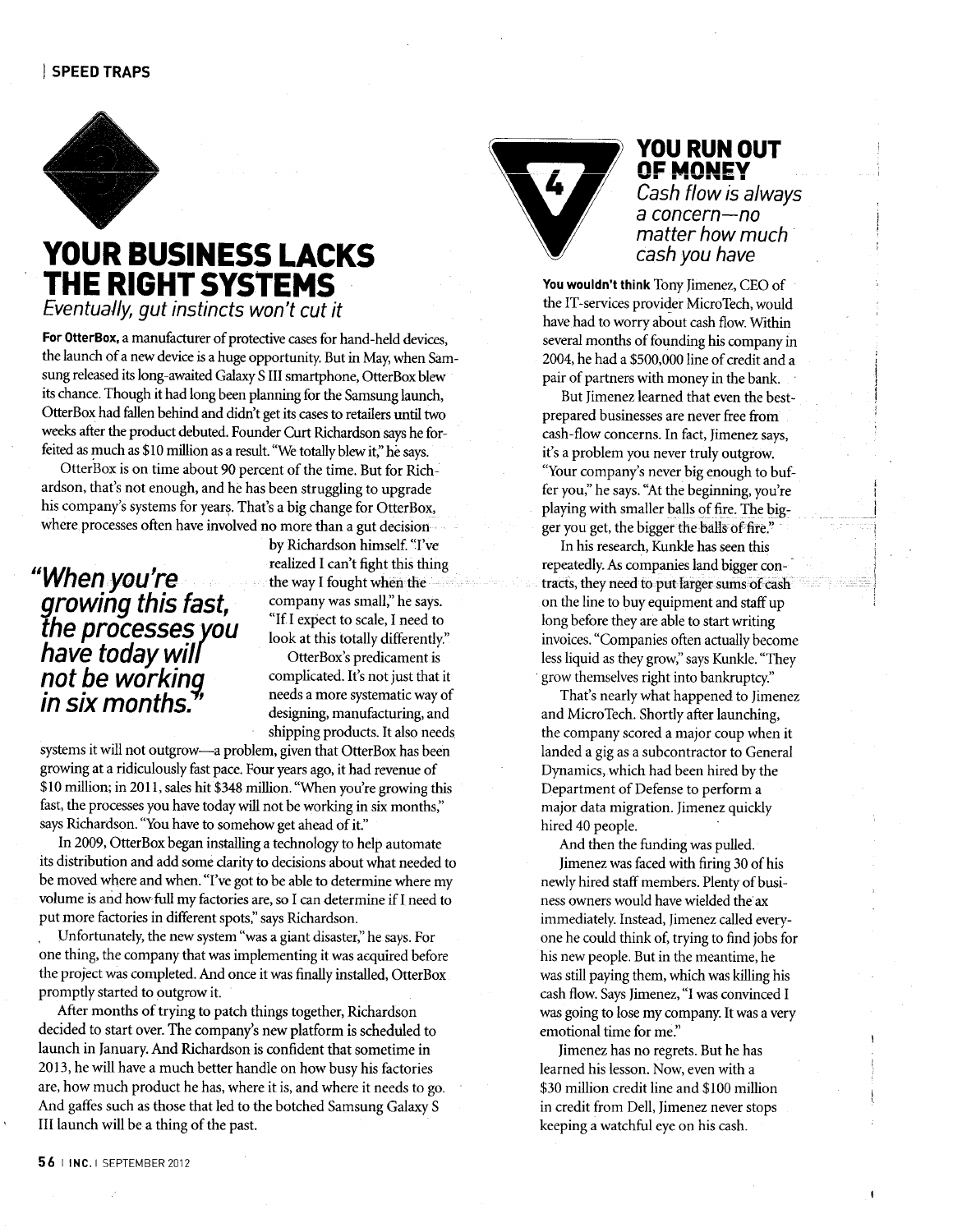## YOUR BUSINESS LACKS THE RIGHT SYSTEMS

*Eventually, gut instincts won't cut it*

**For OtterBox,** a manufacturer of protective cases for hand-held devices, the launch of a new device is a huge opportunity. But in May, when Samsung released its long-awaited Galaxy S III smartphone, OtterBox blew its chance. Though it had long been planning for the Samsung launch, OtterBox had fallen behind and didn't get its cases to retailers until two weeks after the product debuted. Founder Curt Richardson says he forfeited as much as $10 million as a result. "We totally blew it," he says.

OtterBox is on time about 90 percent of the time. But for Richardson, that's not enough, and he has been struggling to upgrade his company's systems for years. That's a big change for OtterBox, where processes often have involved no more than a gut decision by Richardson himself. "I've realized I can't fight this thing the way I fought when the company was small," he says. "If I expect to scale, I need to look at this totally differently."

> *"When you're growing this fast, the processes you have today will not be working in six months."*

OtterBox's predicament is complicated. It's not just that it needs a more systematic way of designing, manufacturing, and shipping products. It also needs systems it will not outgrow—a problem, given that OtterBox has been growing at a ridiculously fast pace. Four years ago, it had revenue of $10 million; in 2011, sales hit $348 million. "When you're growing this fast, the processes you have today will not be working in six months," says Richardson. "You have to somehow get ahead of it."

In 2009, OtterBox began installing a technology to help automate its distribution and add some clarity to decisions about what needed to be moved where and when. "I've got to be able to determine where my volume is and how full my factories are, so I can determine if I need to put more factories in different spots," says Richardson.

Unfortunately, the new system "was a giant disaster," he says. For one thing, the company that was implementing it was acquired before the project was completed. And once it was finally installed, OtterBox promptly started to outgrow it.

After months of trying to patch things together, Richardson decided to start over. The company's new platform is scheduled to launch in January. And Richardson is confident that sometime in 2013, he will have a much better handle on how busy his factories are, how much product he has, where it is, and where it needs to go. And gaffes such as those that led to the botched Samsung Galaxy S III launch will be a thing of the past.

## 4 YOU RUN OUT OF MONEY

*Cash flow is always a concern—no matter how much cash you have*

**You wouldn't think** Tony Jimenez, CEO of the IT-services provider MicroTech, would have had to worry about cash flow. Within several months of founding his company in 2004, he had a $500,000 line of credit and a pair of partners with money in the bank.

But Jimenez learned that even the best-prepared businesses are never free from cash-flow concerns. In fact, Jimenez says, it's a problem you never truly outgrow. "Your company's never big enough to buffer you," he says. "At the beginning, you're playing with smaller balls of fire. The bigger you get, the bigger the balls of fire."

In his research, Kunkle has seen this repeatedly. As companies land bigger contracts, they need to put larger sums of cash on the line to buy equipment and staff up long before they are able to start writing invoices. "Companies often actually become less liquid as they grow," says Kunkle. "They grow themselves right into bankruptcy."

That's nearly what happened to Jimenez and MicroTech. Shortly after launching, the company scored a major coup when it landed a gig as a subcontractor to General Dynamics, which had been hired by the Department of Defense to perform a major data migration. Jimenez quickly hired 40 people.

And then the funding was pulled.

Jimenez was faced with firing 30 of his newly hired staff members. Plenty of business owners would have wielded the ax immediately. Instead, Jimenez called everyone he could think of, trying to find jobs for his new people. But in the meantime, he was still paying them, which was killing his cash flow. Says Jimenez, "I was convinced I was going to lose my company. It was a very emotional time for me."

Jimenez has no regrets. But he has learned his lesson. Now, even with a $30 million credit line and $100 million in credit from Dell, Jimenez never stops keeping a watchful eye on his cash.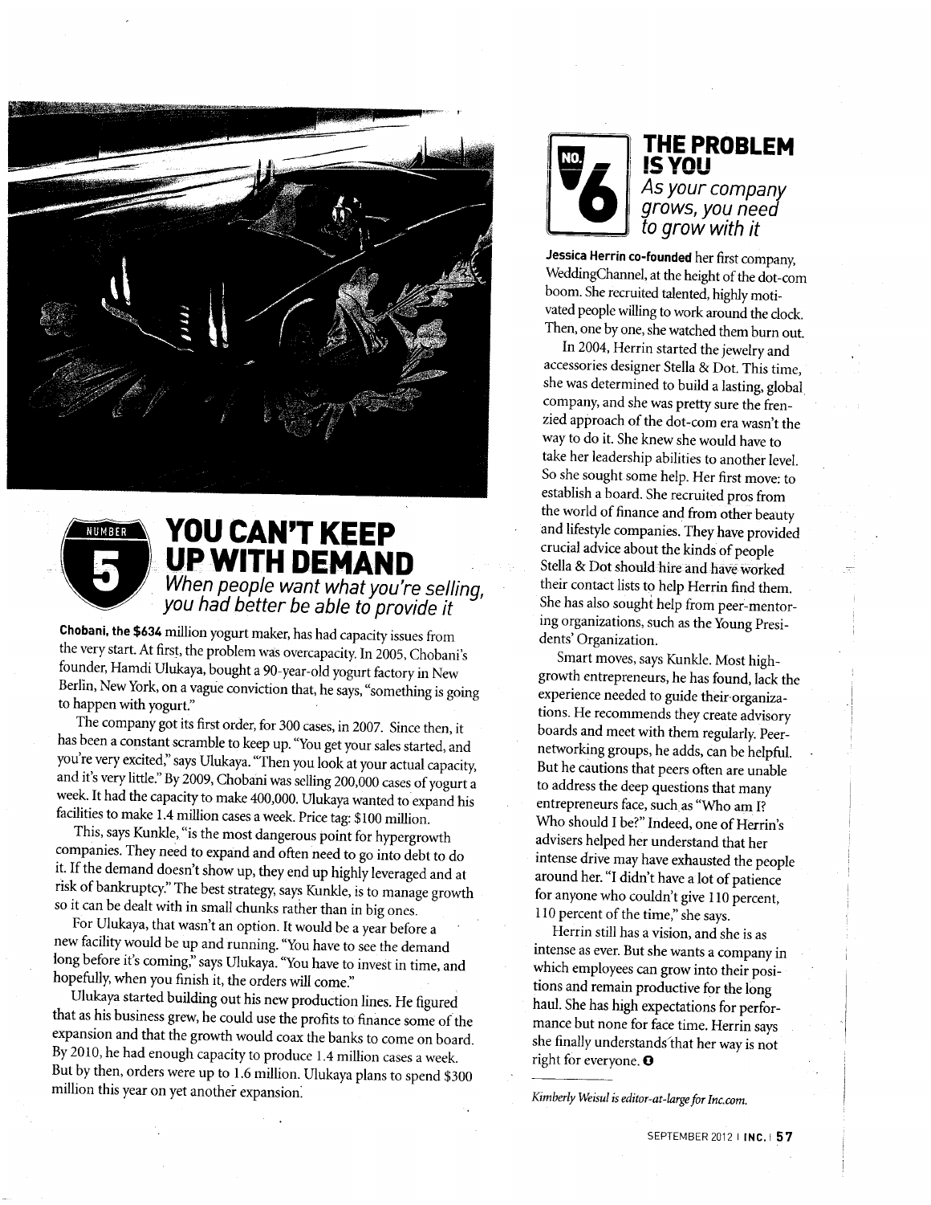## NUMBER 5 YOU CAN'T KEEP UP WITH DEMAND

*When people want what you're selling, you had better be able to provide it*

**Chobani, the $634** million yogurt maker, has had capacity issues from the very start. At first, the problem was overcapacity. In 2005, Chobani's founder, Hamdi Ulukaya, bought a 90-year-old yogurt factory in New Berlin, New York, on a vague conviction that, he says, "something is going to happen with yogurt."

The company got its first order, for 300 cases, in 2007. Since then, it has been a constant scramble to keep up. "You get your sales started, and you're very excited," says Ulukaya. "Then you look at your actual capacity, and it's very little." By 2009, Chobani was selling 200,000 cases of yogurt a week. It had the capacity to make 400,000. Ulukaya wanted to expand his facilities to make 1.4 million cases a week. Price tag: $100 million.

This, says Kunkle, "is the most dangerous point for hypergrowth companies. They need to expand and often need to go into debt to do it. If the demand doesn't show up, they end up highly leveraged and at risk of bankruptcy." The best strategy, says Kunkle, is to manage growth so it can be dealt with in small chunks rather than in big ones.

For Ulukaya, that wasn't an option. It would be a year before a new facility would be up and running. "You have to see the demand long before it's coming," says Ulukaya. "You have to invest in time, and hopefully, when you finish it, the orders will come."

Ulukaya started building out his new production lines. He figured that as his business grew, he could use the profits to finance some of the expansion and that the growth would coax the banks to come on board. By 2010, he had enough capacity to produce 1.4 million cases a week. But by then, orders were up to 1.6 million. Ulukaya plans to spend $300 million this year on yet another expansion.

## NO. 6 THE PROBLEM IS YOU

*As your company grows, you need to grow with it*

**Jessica Herrin co-founded** her first company, WeddingChannel, at the height of the dot-com boom. She recruited talented, highly motivated people willing to work around the clock. Then, one by one, she watched them burn out.

In 2004, Herrin started the jewelry and accessories designer Stella & Dot. This time, she was determined to build a lasting, global company, and she was pretty sure the frenzied approach of the dot-com era wasn't the way to do it. She knew she would have to take her leadership abilities to another level. So she sought some help. Her first move: to establish a board. She recruited pros from the world of finance and from other beauty and lifestyle companies. They have provided crucial advice about the kinds of people Stella & Dot should hire and have worked their contact lists to help Herrin find them. She has also sought help from peer-mentoring organizations, such as the Young Presidents' Organization.

Smart moves, says Kunkle. Most high-growth entrepreneurs, he has found, lack the experience needed to guide their organizations. He recommends they create advisory boards and meet with them regularly. Peer-networking groups, he adds, can be helpful. But he cautions that peers often are unable to address the deep questions that many entrepreneurs face, such as "Who am I? Who should I be?" Indeed, one of Herrin's advisers helped her understand that her intense drive may have exhausted the people around her. "I didn't have a lot of patience for anyone who couldn't give 110 percent, 110 percent of the time," she says.

Herrin still has a vision, and she is as intense as ever. But she wants a company in which employees can grow into their positions and remain productive for the long haul. She has high expectations for performance but none for face time. Herrin says she finally understands that her way is not right for everyone.

---

*Kimberly Weisul is editor-at-large for Inc.com.*